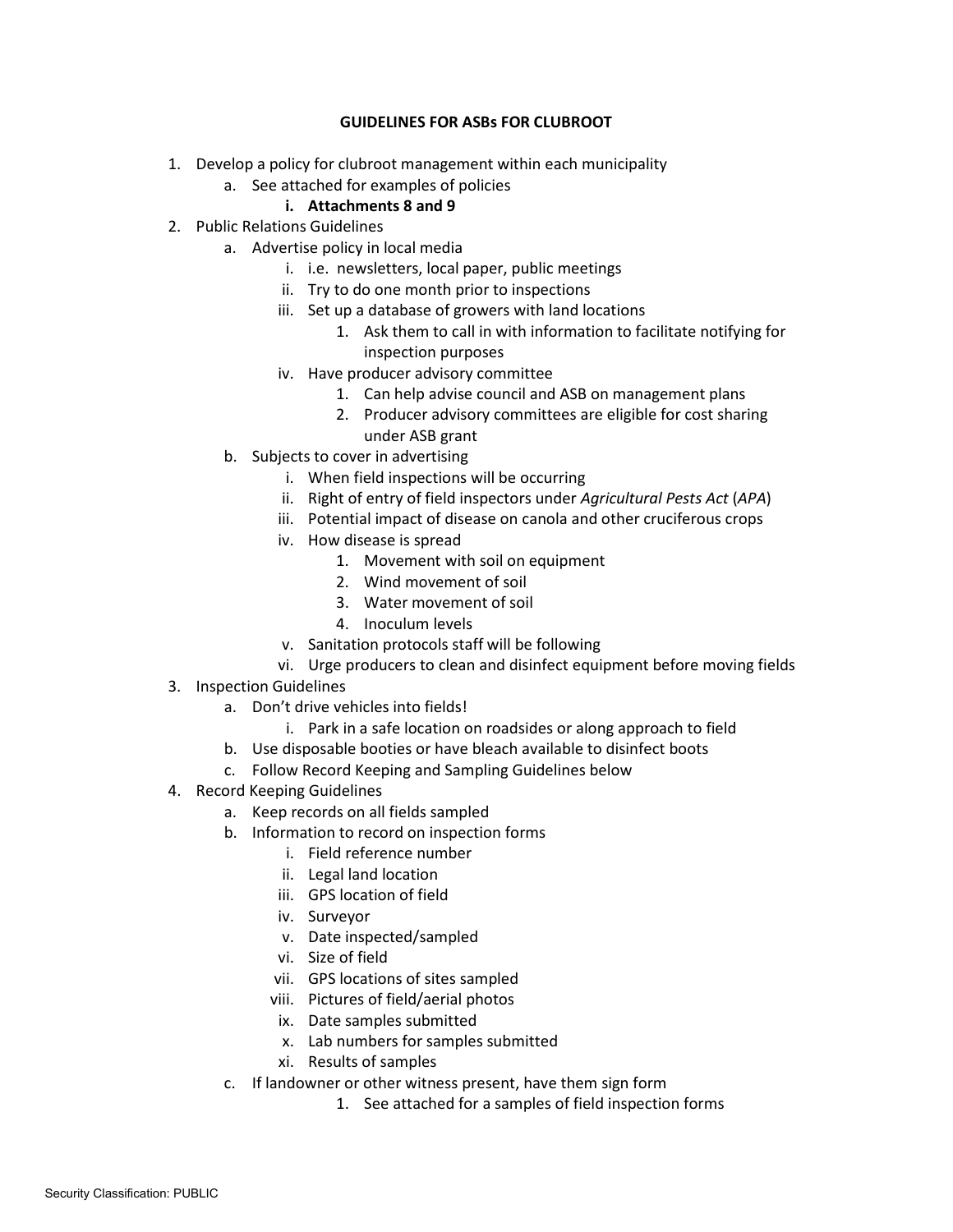# GUIDELINES FOR ASBs FOR CLUBROOT

1. Develop a policy for clubroot management within each municipality
   a. See attached for examples of policies
      i. **Attachments 8 and 9**
2. Public Relations Guidelines
   a. Advertise policy in local media
      i. i.e. newsletters, local paper, public meetings
      ii. Try to do one month prior to inspections
      iii. Set up a database of growers with land locations
         1. Ask them to call in with information to facilitate notifying for inspection purposes
      iv. Have producer advisory committee
         1. Can help advise council and ASB on management plans
         2. Producer advisory committees are eligible for cost sharing under ASB grant
   b. Subjects to cover in advertising
      i. When field inspections will be occurring
      ii. Right of entry of field inspectors under *Agricultural Pests Act* (*APA*)
      iii. Potential impact of disease on canola and other cruciferous crops
      iv. How disease is spread
         1. Movement with soil on equipment
         2. Wind movement of soil
         3. Water movement of soil
         4. Inoculum levels
      v. Sanitation protocols staff will be following
      vi. Urge producers to clean and disinfect equipment before moving fields
3. Inspection Guidelines
   a. Don't drive vehicles into fields!
      i. Park in a safe location on roadsides or along approach to field
   b. Use disposable booties or have bleach available to disinfect boots
   c. Follow Record Keeping and Sampling Guidelines below
4. Record Keeping Guidelines
   a. Keep records on all fields sampled
   b. Information to record on inspection forms
      i. Field reference number
      ii. Legal land location
      iii. GPS location of field
      iv. Surveyor
      v. Date inspected/sampled
      vi. Size of field
      vii. GPS locations of sites sampled
      viii. Pictures of field/aerial photos
      ix. Date samples submitted
      x. Lab numbers for samples submitted
      xi. Results of samples
   c. If landowner or other witness present, have them sign form
         1. See attached for a samples of field inspection forms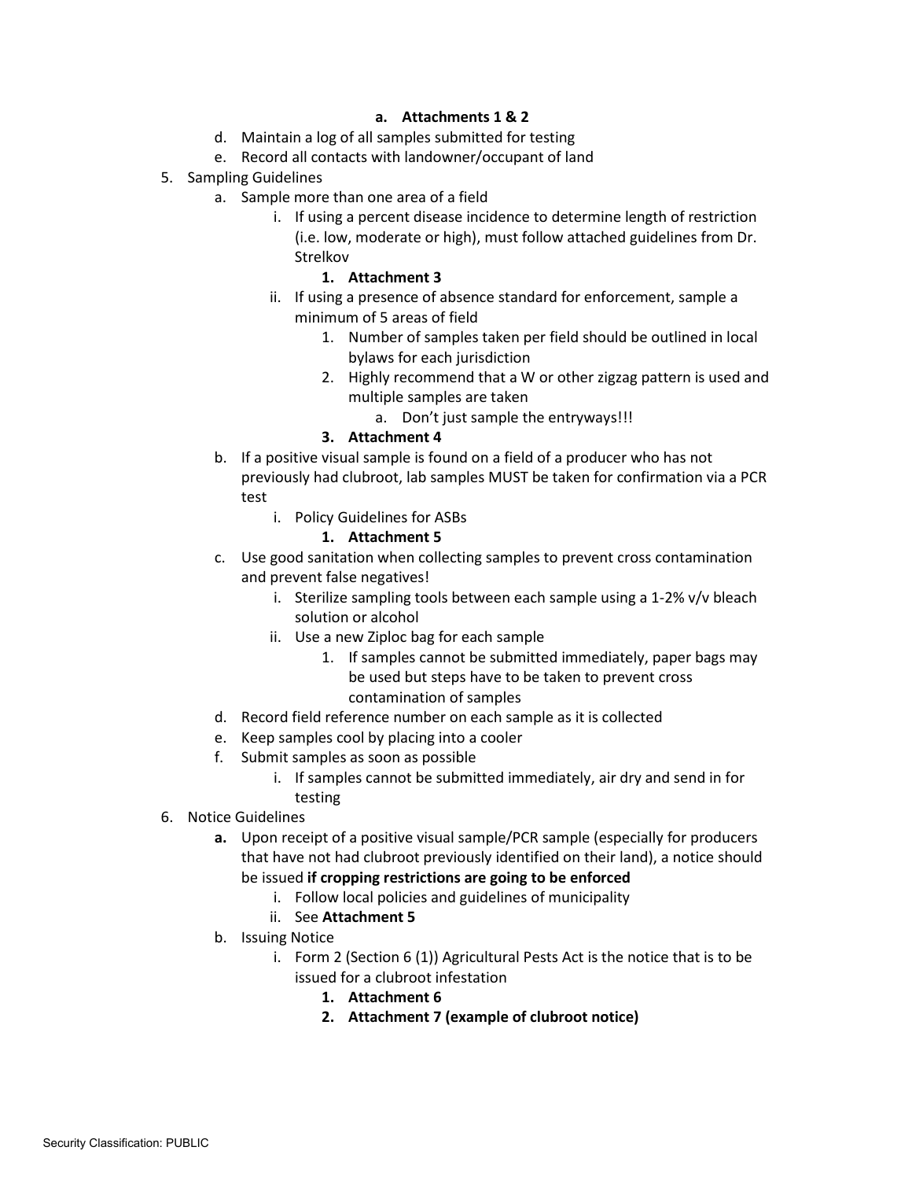- **a. Attachments 1 & 2**
    - d. Maintain a log of all samples submitted for testing
    - e. Record all contacts with landowner/occupant of land
5. Sampling Guidelines
    - a. Sample more than one area of a field
        - i. If using a percent disease incidence to determine length of restriction (i.e. low, moderate or high), must follow attached guidelines from Dr. Strelkov
            - **1. Attachment 3**
        - ii. If using a presence of absence standard for enforcement, sample a minimum of 5 areas of field
            1. Number of samples taken per field should be outlined in local bylaws for each jurisdiction
            2. Highly recommend that a W or other zigzag pattern is used and multiple samples are taken
                - a. Don't just sample the entryways!!!
            3. **Attachment 4**
    - b. If a positive visual sample is found on a field of a producer who has not previously had clubroot, lab samples MUST be taken for confirmation via a PCR test
        - i. Policy Guidelines for ASBs
            - **1. Attachment 5**
    - c. Use good sanitation when collecting samples to prevent cross contamination and prevent false negatives!
        - i. Sterilize sampling tools between each sample using a 1-2% v/v bleach solution or alcohol
        - ii. Use a new Ziploc bag for each sample
            1. If samples cannot be submitted immediately, paper bags may be used but steps have to be taken to prevent cross contamination of samples
    - d. Record field reference number on each sample as it is collected
    - e. Keep samples cool by placing into a cooler
    - f. Submit samples as soon as possible
        - i. If samples cannot be submitted immediately, air dry and send in for testing
6. Notice Guidelines
    - **a.** Upon receipt of a positive visual sample/PCR sample (especially for producers that have not had clubroot previously identified on their land), a notice should be issued **if cropping restrictions are going to be enforced**
        - i. Follow local policies and guidelines of municipality
        - ii. See **Attachment 5**
    - b. Issuing Notice
        - i. Form 2 (Section 6 (1)) Agricultural Pests Act is the notice that is to be issued for a clubroot infestation
            1. **Attachment 6**
            2. **Attachment 7 (example of clubroot notice)**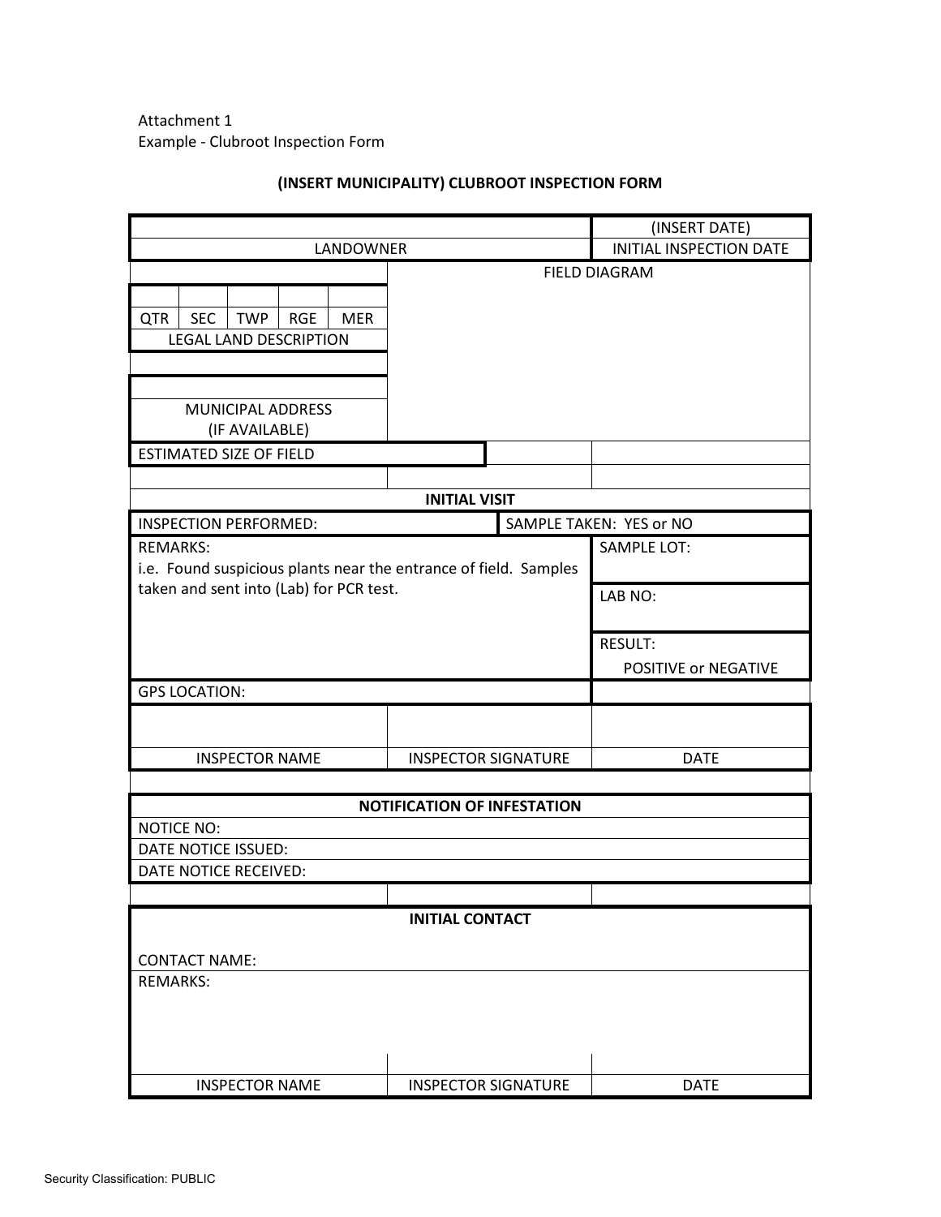Attachment 1
Example - Clubroot Inspection Form

**(INSERT MUNICIPALITY) CLUBROOT INSPECTION FORM**

| | | | | | | |
|---|---|---|---|---|---|---|
| | | | | | | (INSERT DATE) |
| LANDOWNER | | | | | | INITIAL INSPECTION DATE |
| | | | | | FIELD DIAGRAM | |
| QTR | SEC | TWP | RGE | MER | | |
| LEGAL LAND DESCRIPTION | | | | | | |
| MUNICIPAL ADDRESS (IF AVAILABLE) | | | | | | |
| ESTIMATED SIZE OF FIELD | | | | | | |

| | | |
|---|---|---|
| **INITIAL VISIT** | | |
| INSPECTION PERFORMED: | | SAMPLE TAKEN: YES or NO |
| REMARKS: i.e. Found suspicious plants near the entrance of field. Samples taken and sent into (Lab) for PCR test. | | SAMPLE LOT: |
| | | LAB NO: |
| | | RESULT: POSITIVE or NEGATIVE |
| GPS LOCATION: | | |
| | | |
| INSPECTOR NAME | INSPECTOR SIGNATURE | DATE |

| |
|---|
| **NOTIFICATION OF INFESTATION** |
| NOTICE NO: |
| DATE NOTICE ISSUED: |
| DATE NOTICE RECEIVED: |

| | | |
|---|---|---|
| **INITIAL CONTACT** | | |
| CONTACT NAME: | | |
| REMARKS: | | |
| | | |
| INSPECTOR NAME | INSPECTOR SIGNATURE | DATE |

Security Classification: PUBLIC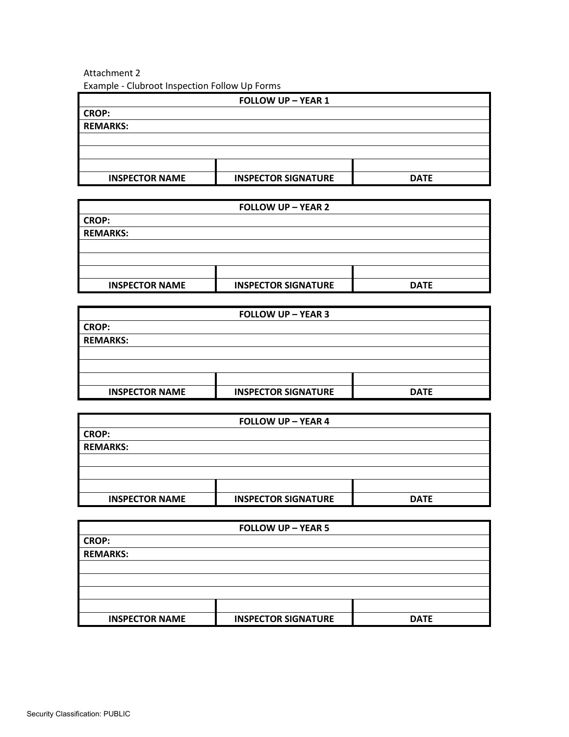Attachment 2

Example - Clubroot Inspection Follow Up Forms

| FOLLOW UP – YEAR 1 | | |
|---|---|---|
| **CROP:** | | |
| **REMARKS:** | | |
| | | |
| | | |
| | | |
| **INSPECTOR NAME** | **INSPECTOR SIGNATURE** | **DATE** |

| FOLLOW UP – YEAR 2 | | |
|---|---|---|
| **CROP:** | | |
| **REMARKS:** | | |
| | | |
| | | |
| | | |
| **INSPECTOR NAME** | **INSPECTOR SIGNATURE** | **DATE** |

| FOLLOW UP – YEAR 3 | | |
|---|---|---|
| **CROP:** | | |
| **REMARKS:** | | |
| | | |
| | | |
| | | |
| **INSPECTOR NAME** | **INSPECTOR SIGNATURE** | **DATE** |

| FOLLOW UP – YEAR 4 | | |
|---|---|---|
| **CROP:** | | |
| **REMARKS:** | | |
| | | |
| | | |
| | | |
| **INSPECTOR NAME** | **INSPECTOR SIGNATURE** | **DATE** |

| FOLLOW UP – YEAR 5 | | |
|---|---|---|
| **CROP:** | | |
| **REMARKS:** | | |
| | | |
| | | |
| | | |
| | | |
| **INSPECTOR NAME** | **INSPECTOR SIGNATURE** | **DATE** |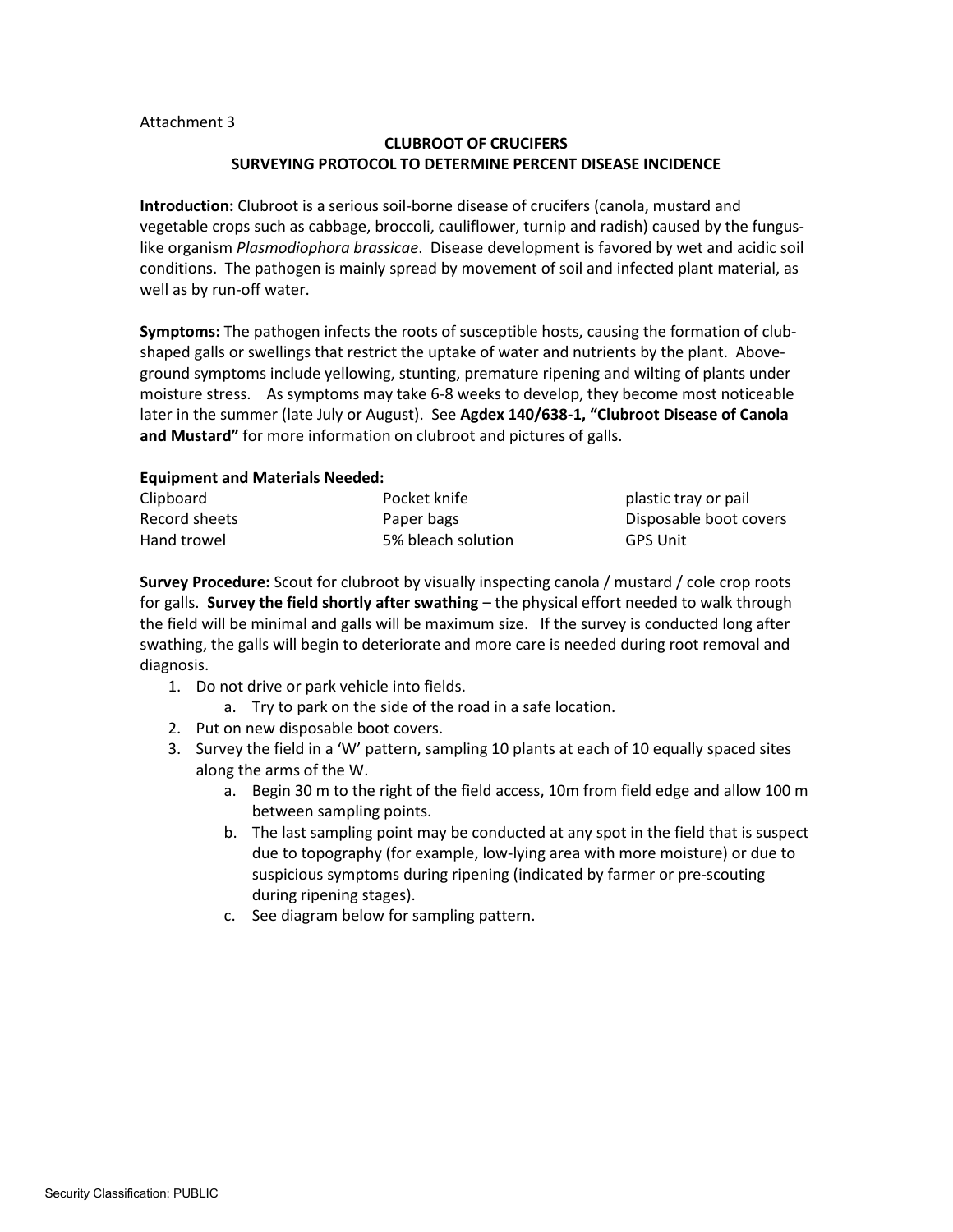Attachment 3

## CLUBROOT OF CRUCIFERS
## SURVEYING PROTOCOL TO DETERMINE PERCENT DISEASE INCIDENCE

**Introduction:** Clubroot is a serious soil-borne disease of crucifers (canola, mustard and vegetable crops such as cabbage, broccoli, cauliflower, turnip and radish) caused by the fungus-like organism *Plasmodiophora brassicae*. Disease development is favored by wet and acidic soil conditions. The pathogen is mainly spread by movement of soil and infected plant material, as well as by run-off water.

**Symptoms:** The pathogen infects the roots of susceptible hosts, causing the formation of club-shaped galls or swellings that restrict the uptake of water and nutrients by the plant. Above-ground symptoms include yellowing, stunting, premature ripening and wilting of plants under moisture stress. As symptoms may take 6-8 weeks to develop, they become most noticeable later in the summer (late July or August). See **Agdex 140/638-1, "Clubroot Disease of Canola and Mustard"** for more information on clubroot and pictures of galls.

**Equipment and Materials Needed:**

| | | |
|---|---|---|
| Clipboard | Pocket knife | plastic tray or pail |
| Record sheets | Paper bags | Disposable boot covers |
| Hand trowel | 5% bleach solution | GPS Unit |

**Survey Procedure:** Scout for clubroot by visually inspecting canola / mustard / cole crop roots for galls. **Survey the field shortly after swathing** – the physical effort needed to walk through the field will be minimal and galls will be maximum size. If the survey is conducted long after swathing, the galls will begin to deteriorate and more care is needed during root removal and diagnosis.

1. Do not drive or park vehicle into fields.
    a. Try to park on the side of the road in a safe location.
2. Put on new disposable boot covers.
3. Survey the field in a 'W' pattern, sampling 10 plants at each of 10 equally spaced sites along the arms of the W.
    a. Begin 30 m to the right of the field access, 10m from field edge and allow 100 m between sampling points.
    b. The last sampling point may be conducted at any spot in the field that is suspect due to topography (for example, low-lying area with more moisture) or due to suspicious symptoms during ripening (indicated by farmer or pre-scouting during ripening stages).
    c. See diagram below for sampling pattern.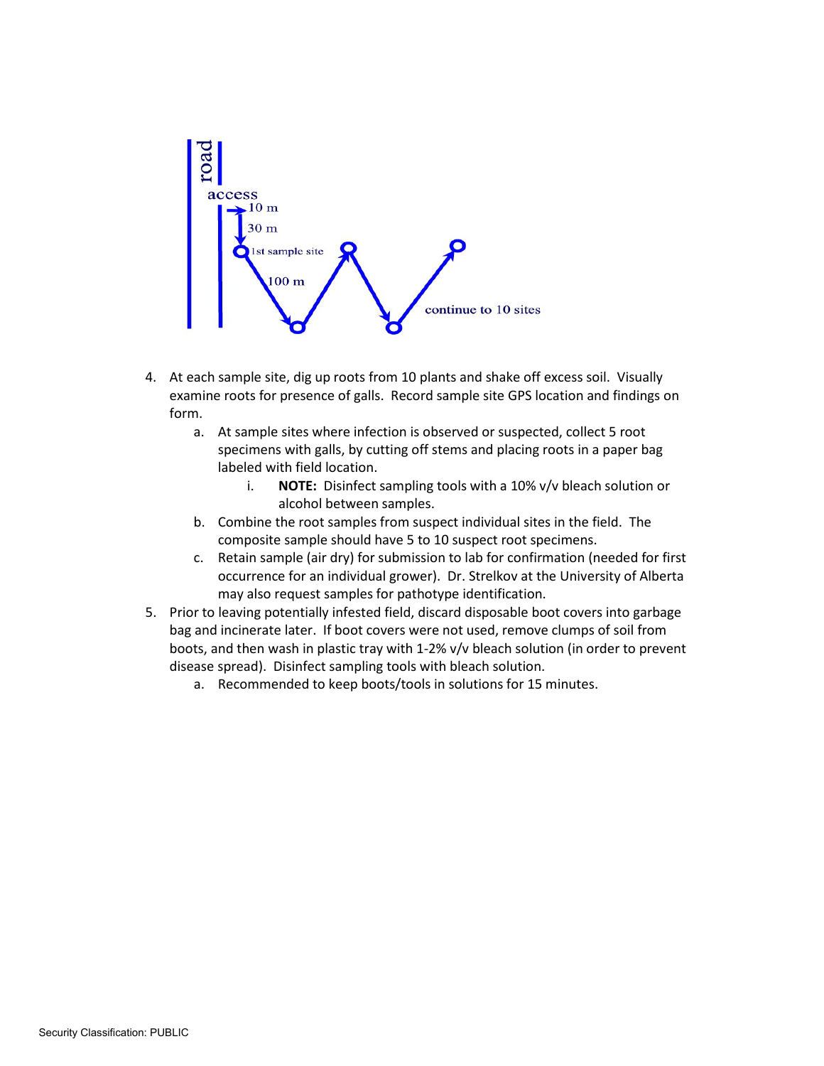4. At each sample site, dig up roots from 10 plants and shake off excess soil. Visually examine roots for presence of galls. Record sample site GPS location and findings on form.
   a. At sample sites where infection is observed or suspected, collect 5 root specimens with galls, by cutting off stems and placing roots in a paper bag labeled with field location.
      i. **NOTE:** Disinfect sampling tools with a 10% v/v bleach solution or alcohol between samples.
   b. Combine the root samples from suspect individual sites in the field. The composite sample should have 5 to 10 suspect root specimens.
   c. Retain sample (air dry) for submission to lab for confirmation (needed for first occurrence for an individual grower). Dr. Strelkov at the University of Alberta may also request samples for pathotype identification.
5. Prior to leaving potentially infested field, discard disposable boot covers into garbage bag and incinerate later. If boot covers were not used, remove clumps of soil from boots, and then wash in plastic tray with 1-2% v/v bleach solution (in order to prevent disease spread). Disinfect sampling tools with bleach solution.
   a. Recommended to keep boots/tools in solutions for 15 minutes.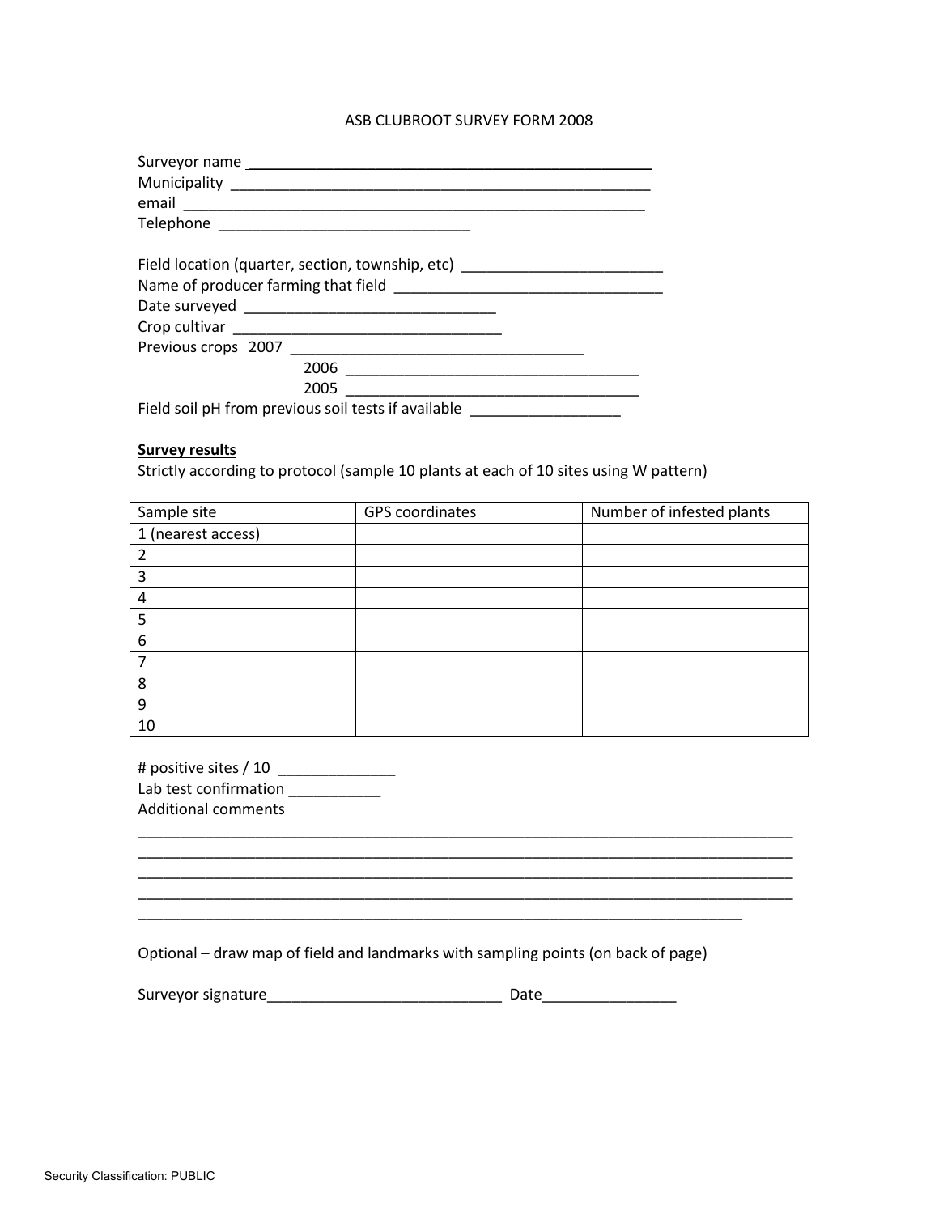# ASB CLUBROOT SURVEY FORM 2008

Surveyor name ___________________________________________________

Municipality ____________________________________________________

email _________________________________________________________

Telephone ______________________________

Field location (quarter, section, township, etc) ________________________

Name of producer farming that field ________________________________

Date surveyed ______________________________

Crop cultivar ________________________________

Previous crops 2007 ___________________________________

2006 ___________________________________

2005 ___________________________________

Field soil pH from previous soil tests if available _________________

**Survey results**

Strictly according to protocol (sample 10 plants at each of 10 sites using W pattern)

| Sample site | GPS coordinates | Number of infested plants |
|---|---|---|
| 1 (nearest access) | | |
| 2 | | |
| 3 | | |
| 4 | | |
| 5 | | |
| 6 | | |
| 7 | | |
| 8 | | |
| 9 | | |
| 10 | | |

# positive sites / 10 ______________

Lab test confirmation ___________

Additional comments

_______________________________________________________________________________

_______________________________________________________________________________

_______________________________________________________________________________

_______________________________________________________________________________

_____________________________________________________________________________

Optional – draw map of field and landmarks with sampling points (on back of page)

Surveyor signature_____________________________ Date________________

Security Classification: PUBLIC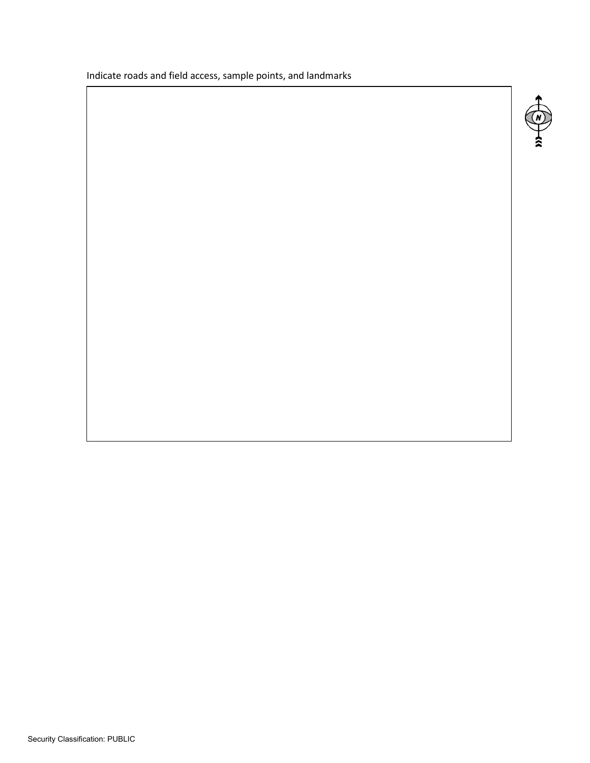Indicate roads and field access, sample points, and landmarks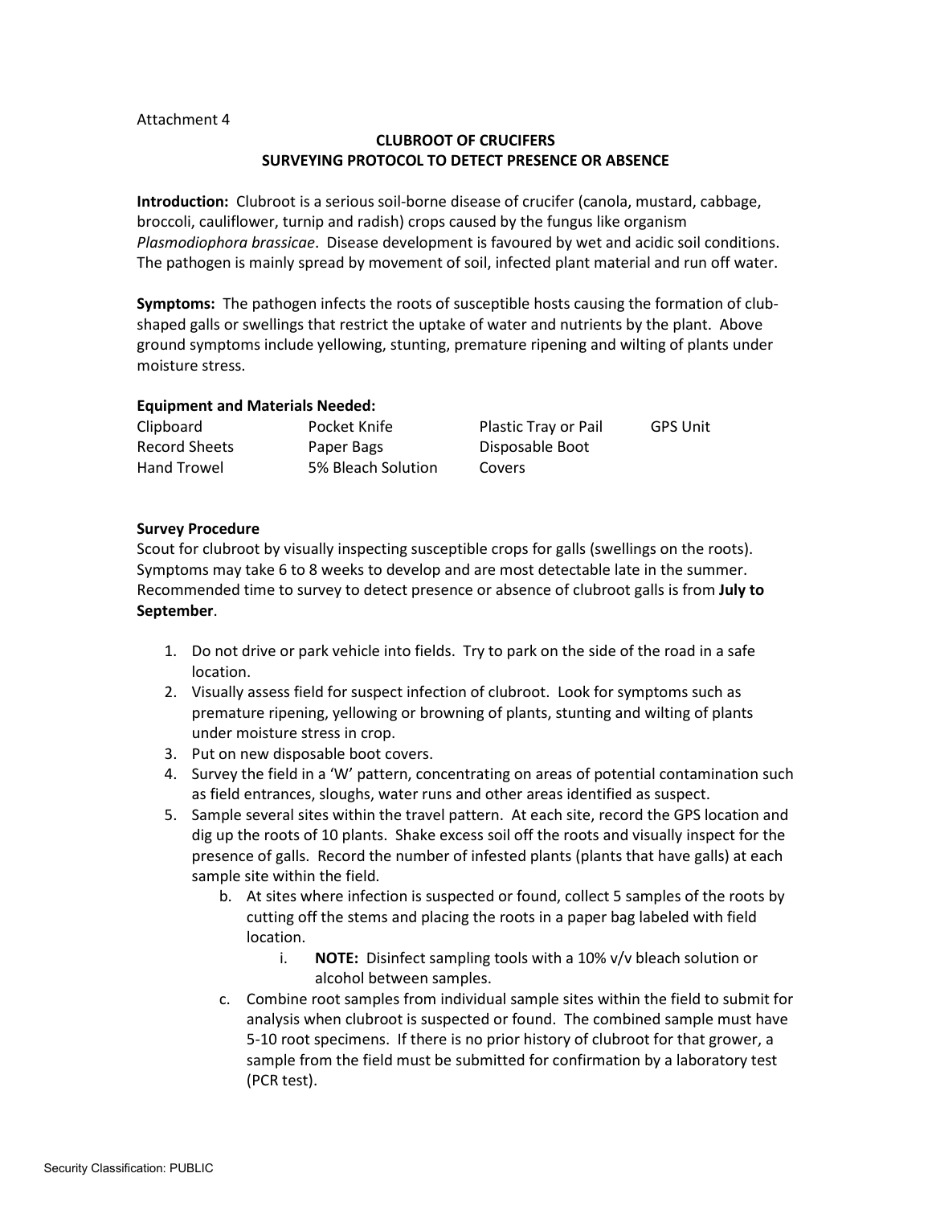Attachment 4

## CLUBROOT OF CRUCIFERS
## SURVEYING PROTOCOL TO DETECT PRESENCE OR ABSENCE

**Introduction:** Clubroot is a serious soil-borne disease of crucifer (canola, mustard, cabbage, broccoli, cauliflower, turnip and radish) crops caused by the fungus like organism *Plasmodiophora brassicae*. Disease development is favoured by wet and acidic soil conditions. The pathogen is mainly spread by movement of soil, infected plant material and run off water.

**Symptoms:** The pathogen infects the roots of susceptible hosts causing the formation of club-shaped galls or swellings that restrict the uptake of water and nutrients by the plant. Above ground symptoms include yellowing, stunting, premature ripening and wilting of plants under moisture stress.

**Equipment and Materials Needed:**

| | | | |
|---|---|---|---|
| Clipboard | Pocket Knife | Plastic Tray or Pail | GPS Unit |
| Record Sheets | Paper Bags | Disposable Boot Covers | |
| Hand Trowel | 5% Bleach Solution | | |

**Survey Procedure**

Scout for clubroot by visually inspecting susceptible crops for galls (swellings on the roots). Symptoms may take 6 to 8 weeks to develop and are most detectable late in the summer. Recommended time to survey to detect presence or absence of clubroot galls is from **July to September**.

1. Do not drive or park vehicle into fields. Try to park on the side of the road in a safe location.
2. Visually assess field for suspect infection of clubroot. Look for symptoms such as premature ripening, yellowing or browning of plants, stunting and wilting of plants under moisture stress in crop.
3. Put on new disposable boot covers.
4. Survey the field in a 'W' pattern, concentrating on areas of potential contamination such as field entrances, sloughs, water runs and other areas identified as suspect.
5. Sample several sites within the travel pattern. At each site, record the GPS location and dig up the roots of 10 plants. Shake excess soil off the roots and visually inspect for the presence of galls. Record the number of infested plants (plants that have galls) at each sample site within the field.
   b. At sites where infection is suspected or found, collect 5 samples of the roots by cutting off the stems and placing the roots in a paper bag labeled with field location.
      i. **NOTE:** Disinfect sampling tools with a 10% v/v bleach solution or alcohol between samples.
   c. Combine root samples from individual sample sites within the field to submit for analysis when clubroot is suspected or found. The combined sample must have 5-10 root specimens. If there is no prior history of clubroot for that grower, a sample from the field must be submitted for confirmation by a laboratory test (PCR test).

Security Classification: PUBLIC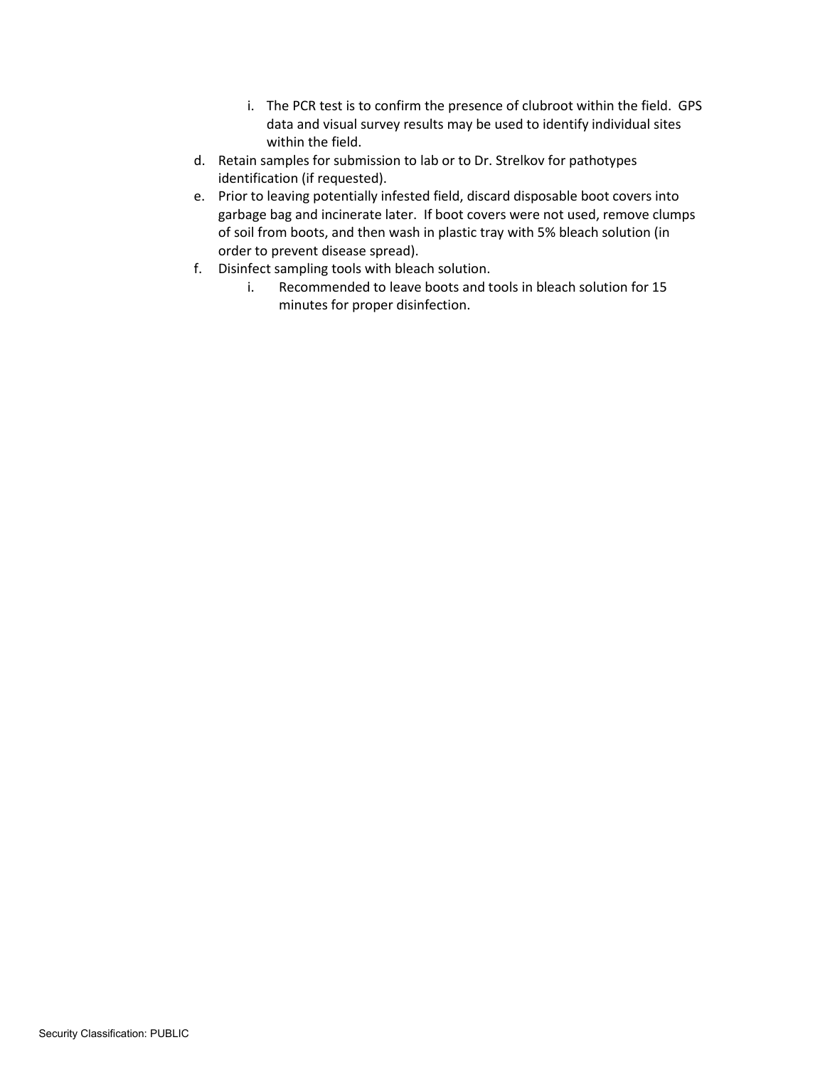i. The PCR test is to confirm the presence of clubroot within the field. GPS data and visual survey results may be used to identify individual sites within the field.

d. Retain samples for submission to lab or to Dr. Strelkov for pathotypes identification (if requested).

e. Prior to leaving potentially infested field, discard disposable boot covers into garbage bag and incinerate later. If boot covers were not used, remove clumps of soil from boots, and then wash in plastic tray with 5% bleach solution (in order to prevent disease spread).

f. Disinfect sampling tools with bleach solution.

   i. Recommended to leave boots and tools in bleach solution for 15 minutes for proper disinfection.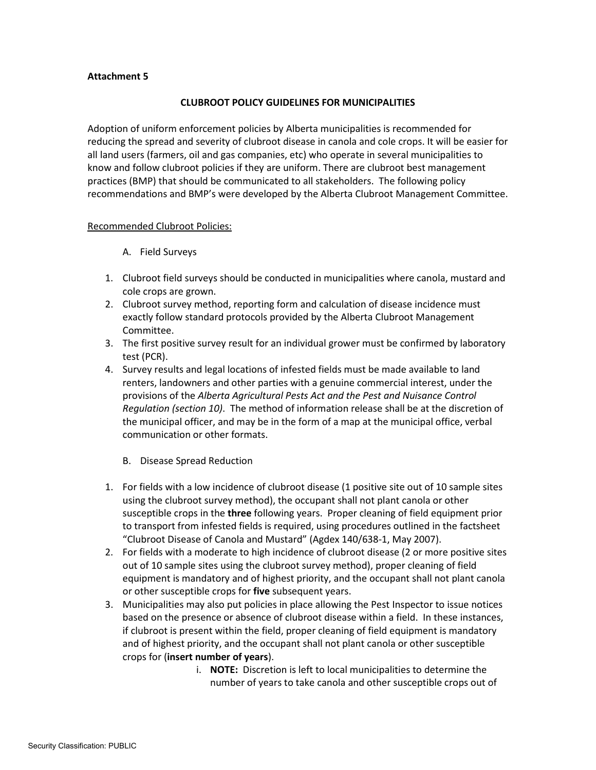**Attachment 5**

**CLUBROOT POLICY GUIDELINES FOR MUNICIPALITIES**

Adoption of uniform enforcement policies by Alberta municipalities is recommended for reducing the spread and severity of clubroot disease in canola and cole crops. It will be easier for all land users (farmers, oil and gas companies, etc) who operate in several municipalities to know and follow clubroot policies if they are uniform. There are clubroot best management practices (BMP) that should be communicated to all stakeholders. The following policy recommendations and BMP's were developed by the Alberta Clubroot Management Committee.

<u>Recommended Clubroot Policies:</u>

A. Field Surveys

1. Clubroot field surveys should be conducted in municipalities where canola, mustard and cole crops are grown.
2. Clubroot survey method, reporting form and calculation of disease incidence must exactly follow standard protocols provided by the Alberta Clubroot Management Committee.
3. The first positive survey result for an individual grower must be confirmed by laboratory test (PCR).
4. Survey results and legal locations of infested fields must be made available to land renters, landowners and other parties with a genuine commercial interest, under the provisions of the *Alberta Agricultural Pests Act and the Pest and Nuisance Control Regulation (section 10)*. The method of information release shall be at the discretion of the municipal officer, and may be in the form of a map at the municipal office, verbal communication or other formats.

B. Disease Spread Reduction

1. For fields with a low incidence of clubroot disease (1 positive site out of 10 sample sites using the clubroot survey method), the occupant shall not plant canola or other susceptible crops in the **three** following years. Proper cleaning of field equipment prior to transport from infested fields is required, using procedures outlined in the factsheet "Clubroot Disease of Canola and Mustard" (Agdex 140/638-1, May 2007).
2. For fields with a moderate to high incidence of clubroot disease (2 or more positive sites out of 10 sample sites using the clubroot survey method), proper cleaning of field equipment is mandatory and of highest priority, and the occupant shall not plant canola or other susceptible crops for **five** subsequent years.
3. Municipalities may also put policies in place allowing the Pest Inspector to issue notices based on the presence or absence of clubroot disease within a field. In these instances, if clubroot is present within the field, proper cleaning of field equipment is mandatory and of highest priority, and the occupant shall not plant canola or other susceptible crops for (**insert number of years**).
   i. **NOTE:** Discretion is left to local municipalities to determine the number of years to take canola and other susceptible crops out of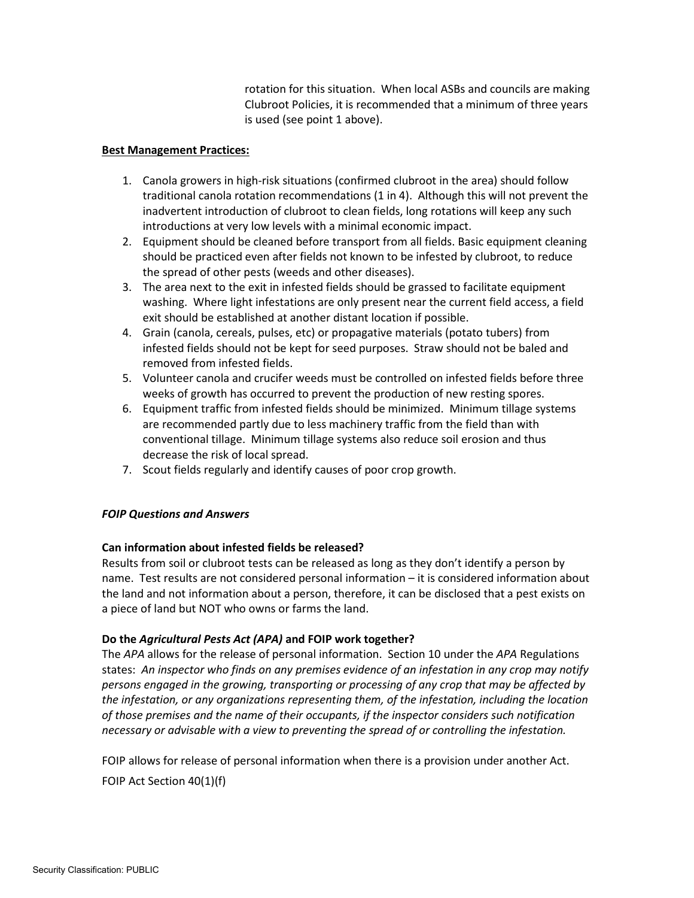rotation for this situation. When local ASBs and councils are making Clubroot Policies, it is recommended that a minimum of three years is used (see point 1 above).

**Best Management Practices:**

1. Canola growers in high-risk situations (confirmed clubroot in the area) should follow traditional canola rotation recommendations (1 in 4). Although this will not prevent the inadvertent introduction of clubroot to clean fields, long rotations will keep any such introductions at very low levels with a minimal economic impact.
2. Equipment should be cleaned before transport from all fields. Basic equipment cleaning should be practiced even after fields not known to be infested by clubroot, to reduce the spread of other pests (weeds and other diseases).
3. The area next to the exit in infested fields should be grassed to facilitate equipment washing. Where light infestations are only present near the current field access, a field exit should be established at another distant location if possible.
4. Grain (canola, cereals, pulses, etc) or propagative materials (potato tubers) from infested fields should not be kept for seed purposes. Straw should not be baled and removed from infested fields.
5. Volunteer canola and crucifer weeds must be controlled on infested fields before three weeks of growth has occurred to prevent the production of new resting spores.
6. Equipment traffic from infested fields should be minimized. Minimum tillage systems are recommended partly due to less machinery traffic from the field than with conventional tillage. Minimum tillage systems also reduce soil erosion and thus decrease the risk of local spread.
7. Scout fields regularly and identify causes of poor crop growth.

***FOIP Questions and Answers***

**Can information about infested fields be released?**

Results from soil or clubroot tests can be released as long as they don't identify a person by name. Test results are not considered personal information – it is considered information about the land and not information about a person, therefore, it can be disclosed that a pest exists on a piece of land but NOT who owns or farms the land.

**Do the *Agricultural Pests Act (APA)* and FOIP work together?**

The *APA* allows for the release of personal information. Section 10 under the *APA* Regulations states: *An inspector who finds on any premises evidence of an infestation in any crop may notify persons engaged in the growing, transporting or processing of any crop that may be affected by the infestation, or any organizations representing them, of the infestation, including the location of those premises and the name of their occupants, if the inspector considers such notification necessary or advisable with a view to preventing the spread of or controlling the infestation.*

FOIP allows for release of personal information when there is a provision under another Act.

FOIP Act Section 40(1)(f)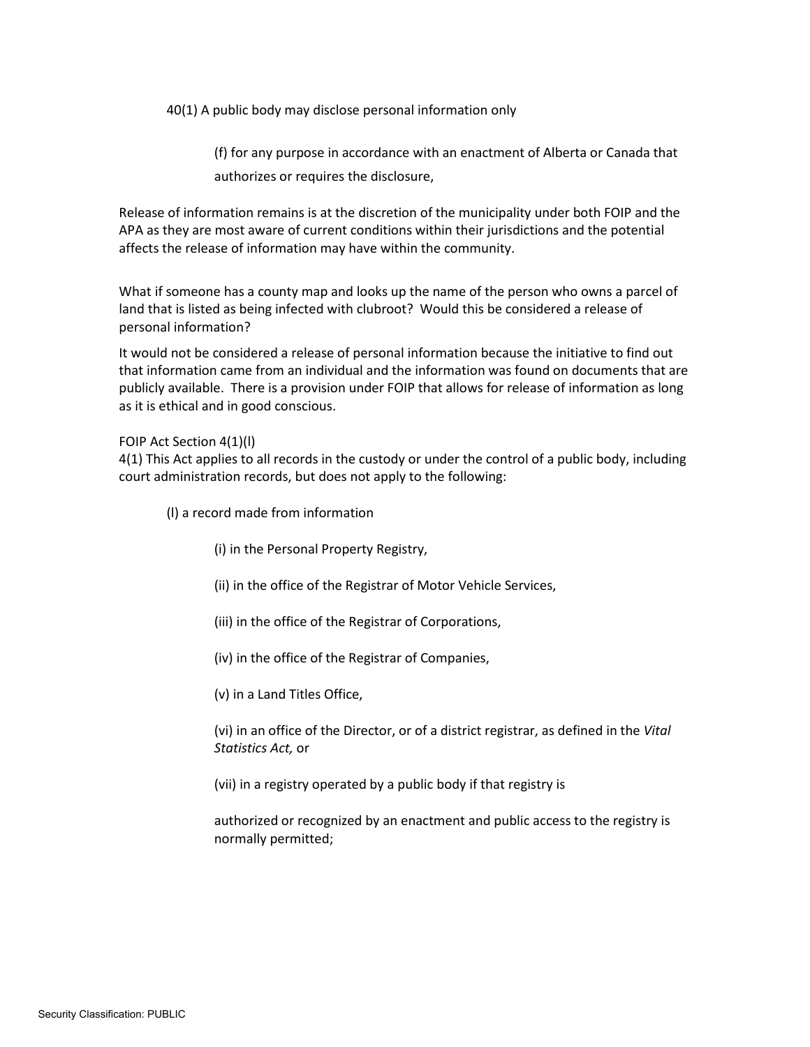40(1) A public body may disclose personal information only

> (f) for any purpose in accordance with an enactment of Alberta or Canada that authorizes or requires the disclosure,

Release of information remains is at the discretion of the municipality under both FOIP and the APA as they are most aware of current conditions within their jurisdictions and the potential affects the release of information may have within the community.

What if someone has a county map and looks up the name of the person who owns a parcel of land that is listed as being infected with clubroot? Would this be considered a release of personal information?

It would not be considered a release of personal information because the initiative to find out that information came from an individual and the information was found on documents that are publicly available. There is a provision under FOIP that allows for release of information as long as it is ethical and in good conscious.

FOIP Act Section 4(1)(l)
4(1) This Act applies to all records in the custody or under the control of a public body, including court administration records, but does not apply to the following:

(l) a record made from information

> (i) in the Personal Property Registry,
>
> (ii) in the office of the Registrar of Motor Vehicle Services,
>
> (iii) in the office of the Registrar of Corporations,
>
> (iv) in the office of the Registrar of Companies,
>
> (v) in a Land Titles Office,
>
> (vi) in an office of the Director, or of a district registrar, as defined in the *Vital Statistics Act,* or
>
> (vii) in a registry operated by a public body if that registry is
>
> authorized or recognized by an enactment and public access to the registry is normally permitted;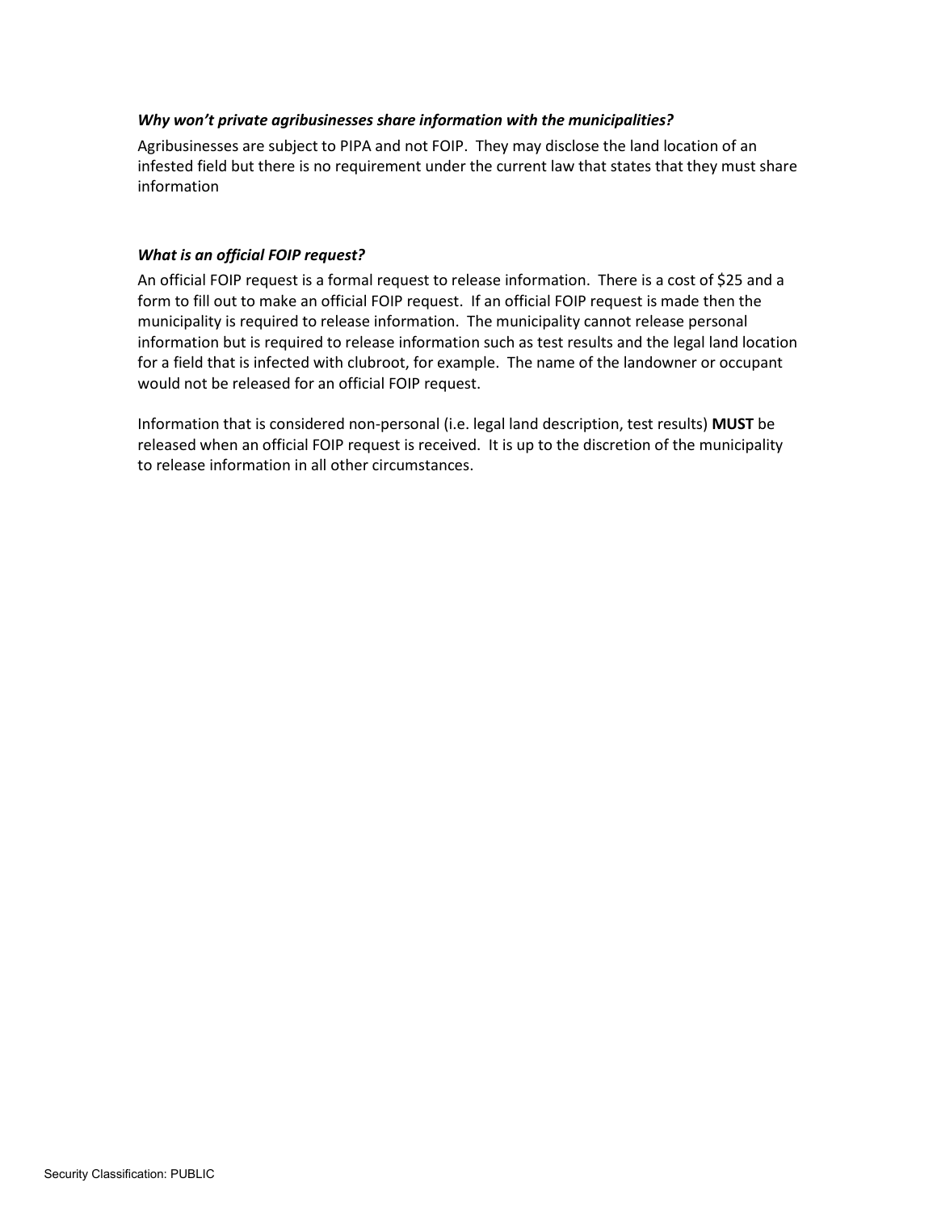***Why won't private agribusinesses share information with the municipalities?***

Agribusinesses are subject to PIPA and not FOIP. They may disclose the land location of an infested field but there is no requirement under the current law that states that they must share information

***What is an official FOIP request?***

An official FOIP request is a formal request to release information. There is a cost of $25 and a form to fill out to make an official FOIP request. If an official FOIP request is made then the municipality is required to release information. The municipality cannot release personal information but is required to release information such as test results and the legal land location for a field that is infected with clubroot, for example. The name of the landowner or occupant would not be released for an official FOIP request.

Information that is considered non-personal (i.e. legal land description, test results) **MUST** be released when an official FOIP request is received. It is up to the discretion of the municipality to release information in all other circumstances.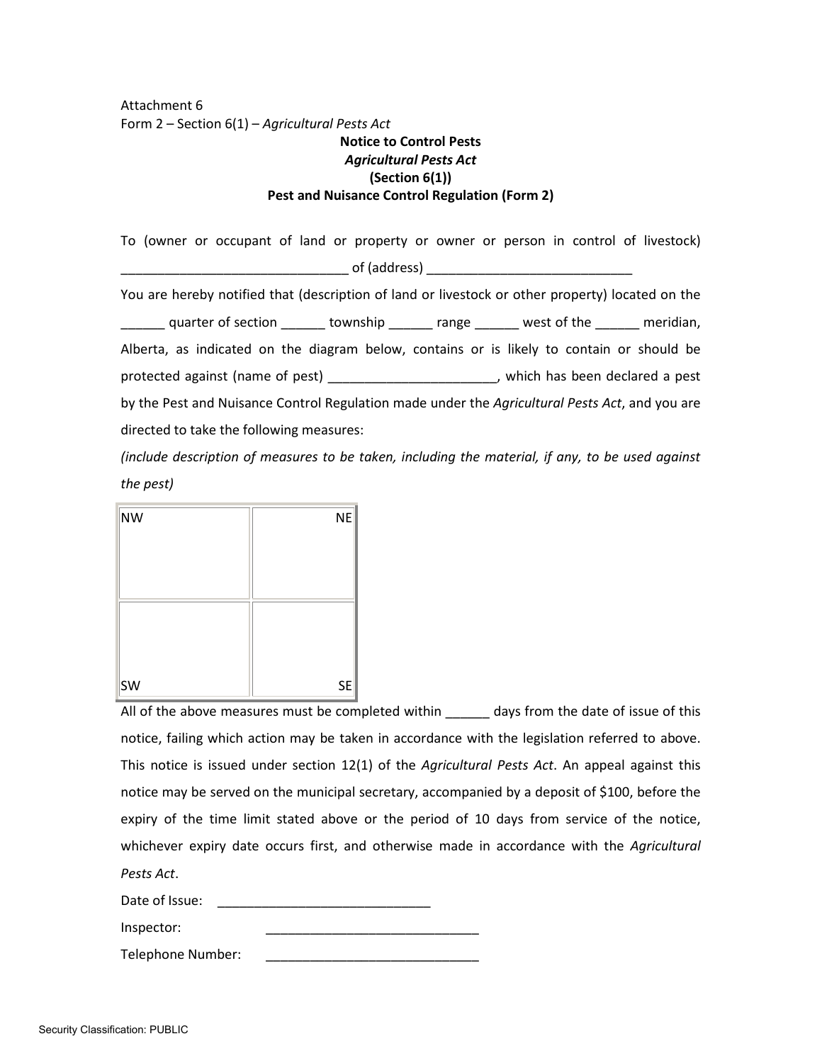Attachment 6

Form 2 – Section 6(1) – *Agricultural Pests Act*

**Notice to Control Pests**

***Agricultural Pests Act***

**(Section 6(1))**

**Pest and Nuisance Control Regulation (Form 2)**

To (owner or occupant of land or property or owner or person in control of livestock) _______________________________ of (address) ____________________________

You are hereby notified that (description of land or livestock or other property) located on the ______ quarter of section ______ township ______ range ______ west of the ______ meridian, Alberta, as indicated on the diagram below, contains or is likely to contain or should be protected against (name of pest) ______________________, which has been declared a pest by the Pest and Nuisance Control Regulation made under the *Agricultural Pests Act*, and you are directed to take the following measures:

*(include description of measures to be taken, including the material, if any, to be used against the pest)*

| NW | NE |
|---|---|
| SW | SE |

All of the above measures must be completed within ______ days from the date of issue of this notice, failing which action may be taken in accordance with the legislation referred to above. This notice is issued under section 12(1) of the *Agricultural Pests Act*. An appeal against this notice may be served on the municipal secretary, accompanied by a deposit of $100, before the expiry of the time limit stated above or the period of 10 days from service of the notice, whichever expiry date occurs first, and otherwise made in accordance with the *Agricultural Pests Act*.

Date of Issue: ______________________________

Inspector: ______________________________

Telephone Number: ______________________________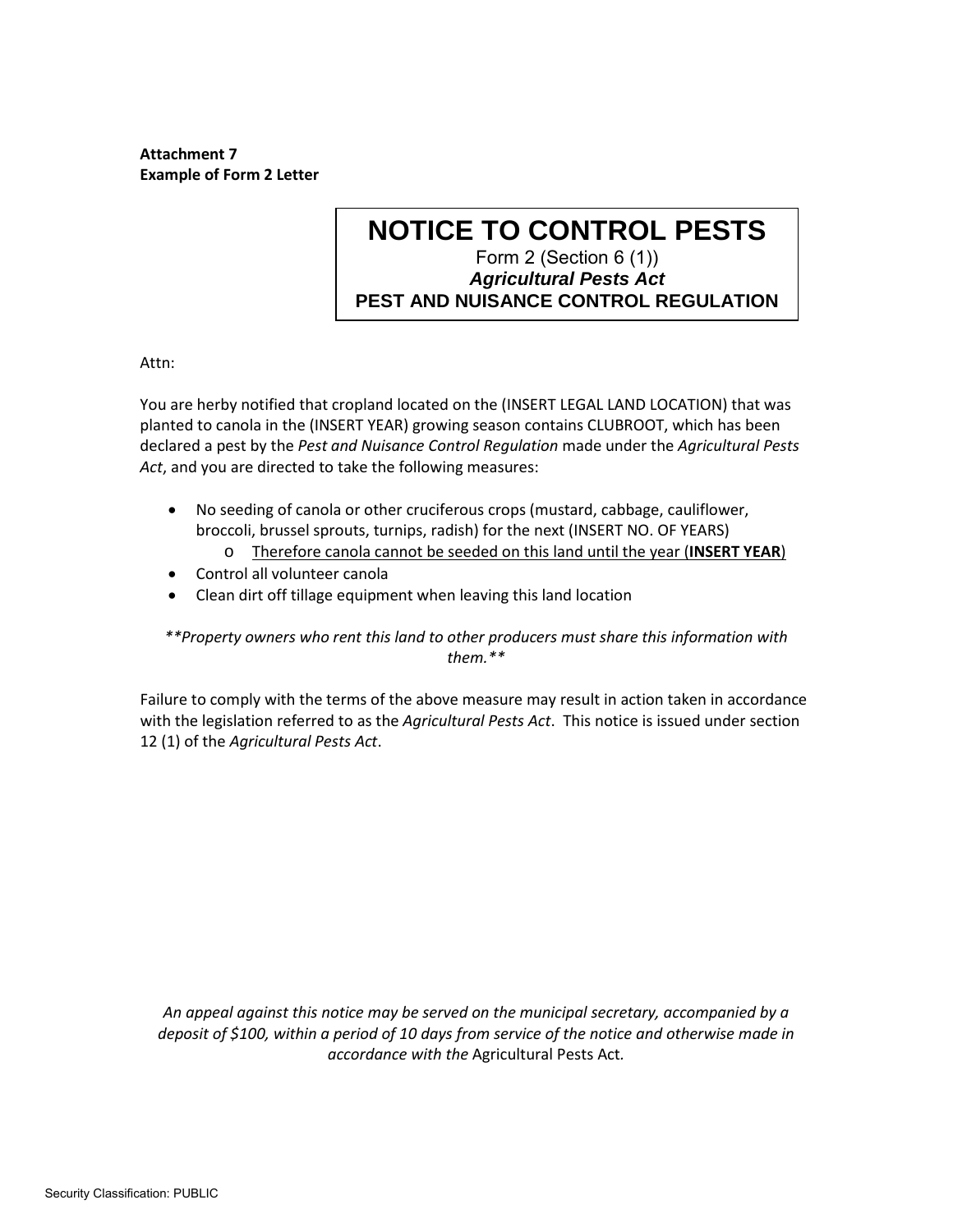**Attachment 7**
**Example of Form 2 Letter**

# NOTICE TO CONTROL PESTS

Form 2 (Section 6 (1))
***Agricultural Pests Act***
**PEST AND NUISANCE CONTROL REGULATION**

Attn:

You are herby notified that cropland located on the (INSERT LEGAL LAND LOCATION) that was planted to canola in the (INSERT YEAR) growing season contains CLUBROOT, which has been declared a pest by the *Pest and Nuisance Control Regulation* made under the *Agricultural Pests Act*, and you are directed to take the following measures:

- No seeding of canola or other cruciferous crops (mustard, cabbage, cauliflower, broccoli, brussel sprouts, turnips, radish) for the next (INSERT NO. OF YEARS)
  - <u>Therefore canola cannot be seeded on this land until the year (**INSERT YEAR**)</u>
- Control all volunteer canola
- Clean dirt off tillage equipment when leaving this land location

*\*\*Property owners who rent this land to other producers must share this information with them.\*\**

Failure to comply with the terms of the above measure may result in action taken in accordance with the legislation referred to as the *Agricultural Pests Act*. This notice is issued under section 12 (1) of the *Agricultural Pests Act*.

*An appeal against this notice may be served on the municipal secretary, accompanied by a deposit of $100, within a period of 10 days from service of the notice and otherwise made in accordance with the* Agricultural Pests Act*.*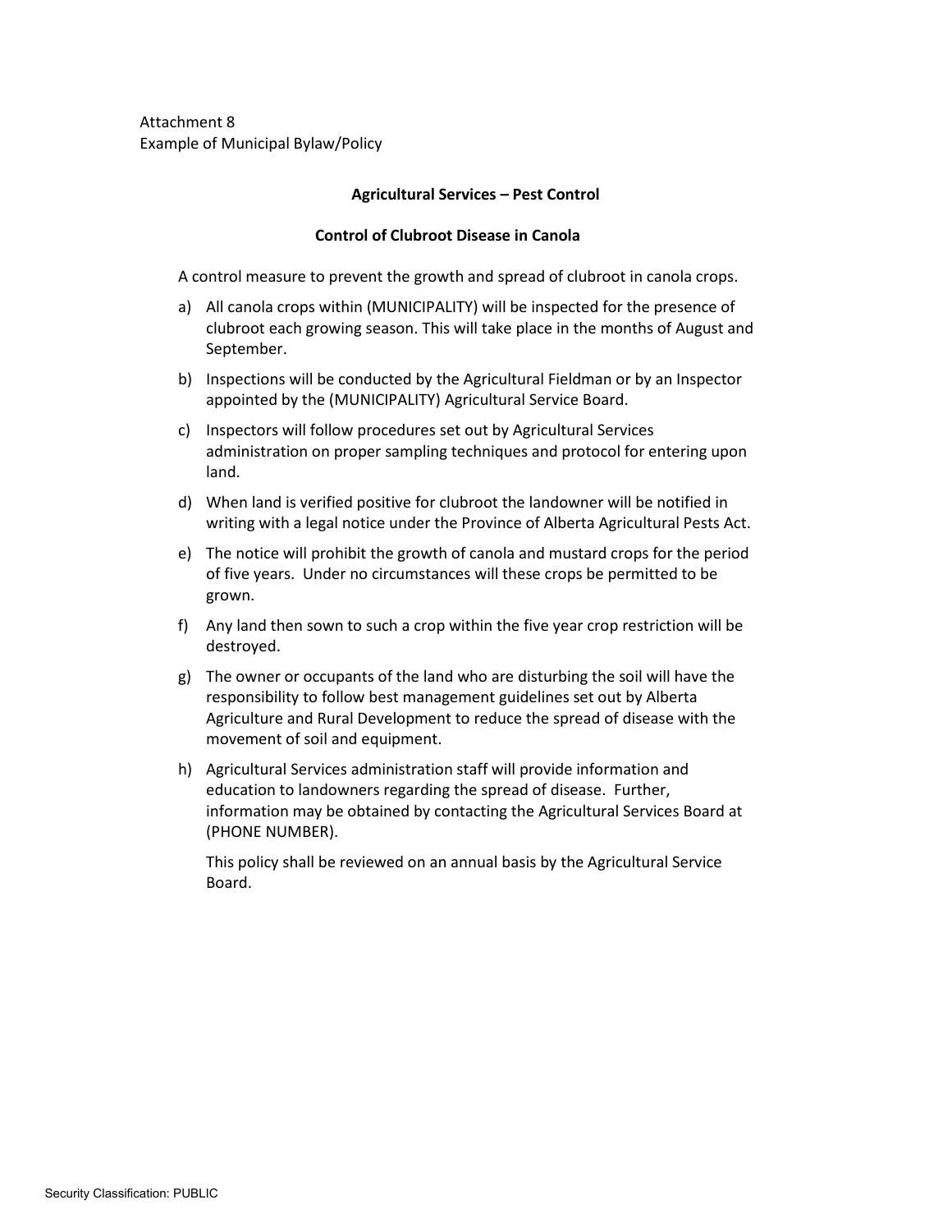Attachment 8
Example of Municipal Bylaw/Policy

**Agricultural Services – Pest Control**

**Control of Clubroot Disease in Canola**

A control measure to prevent the growth and spread of clubroot in canola crops.

a) All canola crops within (MUNICIPALITY) will be inspected for the presence of clubroot each growing season. This will take place in the months of August and September.

b) Inspections will be conducted by the Agricultural Fieldman or by an Inspector appointed by the (MUNICIPALITY) Agricultural Service Board.

c) Inspectors will follow procedures set out by Agricultural Services administration on proper sampling techniques and protocol for entering upon land.

d) When land is verified positive for clubroot the landowner will be notified in writing with a legal notice under the Province of Alberta Agricultural Pests Act.

e) The notice will prohibit the growth of canola and mustard crops for the period of five years. Under no circumstances will these crops be permitted to be grown.

f) Any land then sown to such a crop within the five year crop restriction will be destroyed.

g) The owner or occupants of the land who are disturbing the soil will have the responsibility to follow best management guidelines set out by Alberta Agriculture and Rural Development to reduce the spread of disease with the movement of soil and equipment.

h) Agricultural Services administration staff will provide information and education to landowners regarding the spread of disease. Further, information may be obtained by contacting the Agricultural Services Board at (PHONE NUMBER).

   This policy shall be reviewed on an annual basis by the Agricultural Service Board.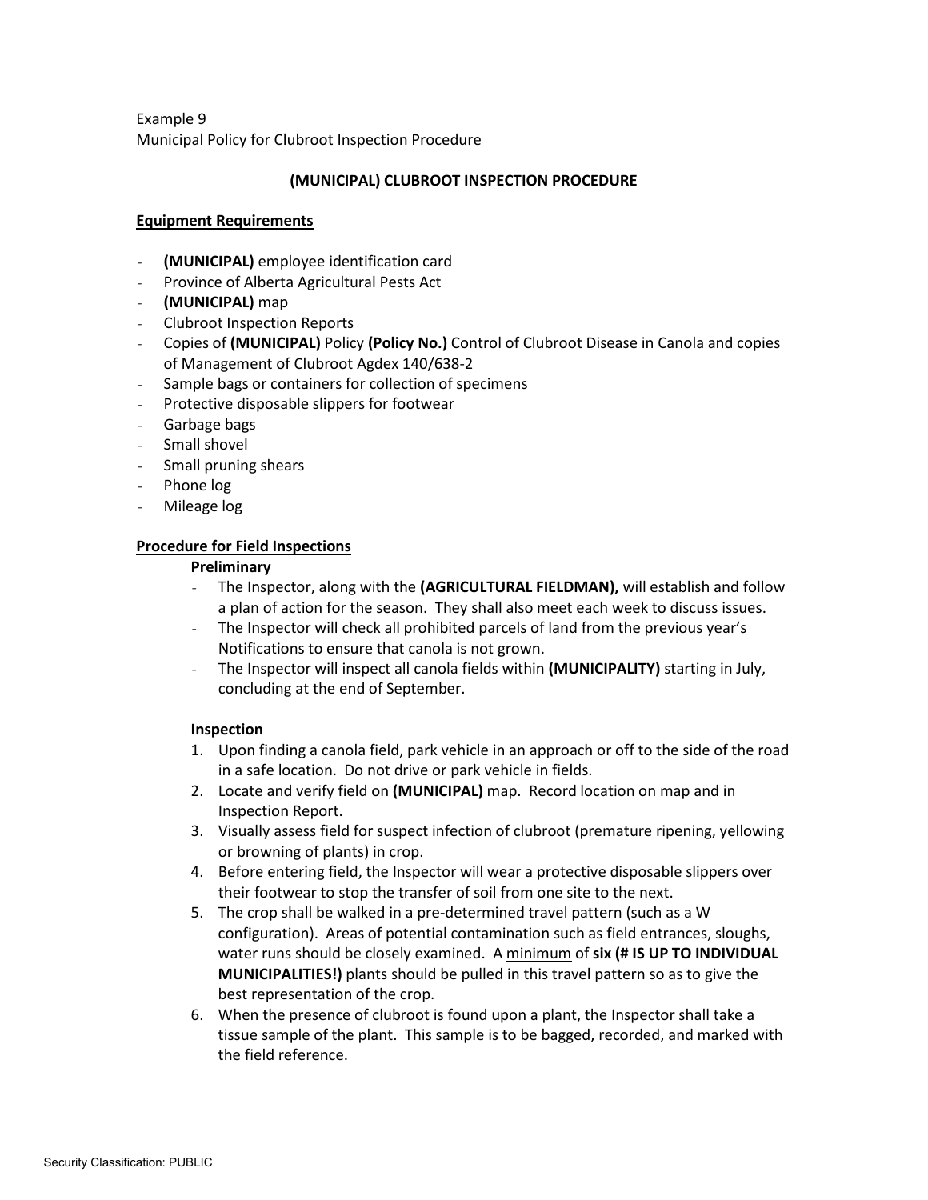Example 9
Municipal Policy for Clubroot Inspection Procedure

## (MUNICIPAL) CLUBROOT INSPECTION PROCEDURE

### Equipment Requirements

- **(MUNICIPAL)** employee identification card
- Province of Alberta Agricultural Pests Act
- **(MUNICIPAL)** map
- Clubroot Inspection Reports
- Copies of **(MUNICIPAL)** Policy **(Policy No.)** Control of Clubroot Disease in Canola and copies of Management of Clubroot Agdex 140/638-2
- Sample bags or containers for collection of specimens
- Protective disposable slippers for footwear
- Garbage bags
- Small shovel
- Small pruning shears
- Phone log
- Mileage log

### Procedure for Field Inspections

#### Preliminary

- The Inspector, along with the **(AGRICULTURAL FIELDMAN),** will establish and follow a plan of action for the season. They shall also meet each week to discuss issues.
- The Inspector will check all prohibited parcels of land from the previous year's Notifications to ensure that canola is not grown.
- The Inspector will inspect all canola fields within **(MUNICIPALITY)** starting in July, concluding at the end of September.

#### Inspection

1. Upon finding a canola field, park vehicle in an approach or off to the side of the road in a safe location. Do not drive or park vehicle in fields.
2. Locate and verify field on **(MUNICIPAL)** map. Record location on map and in Inspection Report.
3. Visually assess field for suspect infection of clubroot (premature ripening, yellowing or browning of plants) in crop.
4. Before entering field, the Inspector will wear a protective disposable slippers over their footwear to stop the transfer of soil from one site to the next.
5. The crop shall be walked in a pre-determined travel pattern (such as a W configuration). Areas of potential contamination such as field entrances, sloughs, water runs should be closely examined. A <u>minimum</u> of **six (# IS UP TO INDIVIDUAL MUNICIPALITIES!)** plants should be pulled in this travel pattern so as to give the best representation of the crop.
6. When the presence of clubroot is found upon a plant, the Inspector shall take a tissue sample of the plant. This sample is to be bagged, recorded, and marked with the field reference.

Security Classification: PUBLIC